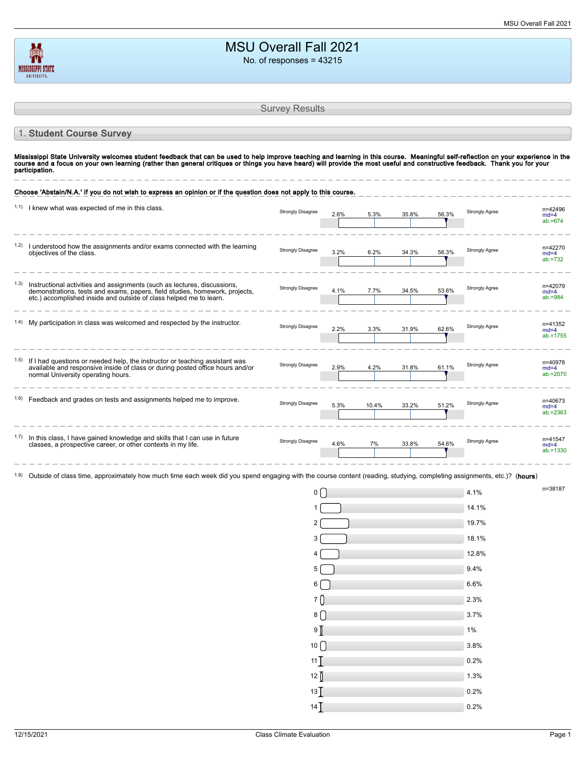# MSU Overall Fall 2021

No. of responses = 43215

## Survey Results

### 1. Student Course Survey

**Mississippi State University welcomes student feedback that can be used to help improve teaching and learning in this course. Meaningful self-reflection on your experience in the course and a focus on your own learning (rather than general critiques or things you have heard) will provide the most useful and constructive feedback. Thank you for your participation.**

**Choose 'Abstain/N.A.' if you do not wish to express an opinion or if the question does not apply to this course.**

| Question | Strongly Disagree | | | Strongly Agree | Statistics |
|---|---|---|---|---|---|
| 1.1) I knew what was expected of me in this class. | 2.6% | 5.3% | 35.8% | 56.3% | n=42496, md=4, ab.=674 |
| 1.2) I understood how the assignments and/or exams connected with the learning objectives of the class. | 3.2% | 6.2% | 34.3% | 56.3% | n=42270, md=4, ab.=732 |
| 1.3) Instructional activities and assignments (such as lectures, discussions, demonstrations, tests and exams, papers, field studies, homework, projects, etc.) accomplished inside and outside of class helped me to learn. | 4.1% | 7.7% | 34.5% | 53.6% | n=42079, md=4, ab.=984 |
| 1.4) My participation in class was welcomed and respected by the instructor. | 2.2% | 3.3% | 31.9% | 62.6% | n=41352, md=4, ab.=1755 |
| 1.5) If I had questions or needed help, the instructor or teaching assistant was available and responsive inside of class or during posted office hours and/or normal University operating hours. | 2.9% | 4.2% | 31.8% | 61.1% | n=40978, md=4, ab.=2070 |
| 1.6) Feedback and grades on tests and assignments helped me to improve. | 5.3% | 10.4% | 33.2% | 51.2% | n=40673, md=4, ab.=2363 |
| 1.7) In this class, I have gained knowledge and skills that I can use in future classes, a prospective career, or other contexts in my life. | 4.6% | 7% | 33.8% | 54.6% | n=41547, md=4, ab.=1330 |

1.8) Outside of class time, approximately how much time each week did you spend engaging with the course content (reading, studying, completing assignments, etc.)? (**hours**)

n=38187

| Hours | Percent |
|---|---|
| 0 | 4.1% |
| 1 | 14.1% |
| 2 | 19.7% |
| 3 | 18.1% |
| 4 | 12.8% |
| 5 | 9.4% |
| 6 | 6.6% |
| 7 | 2.3% |
| 8 | 3.7% |
| 9 | 1% |
| 10 | 3.8% |
| 11 | 0.2% |
| 12 | 1.3% |
| 13 | 0.2% |
| 14 | 0.2% |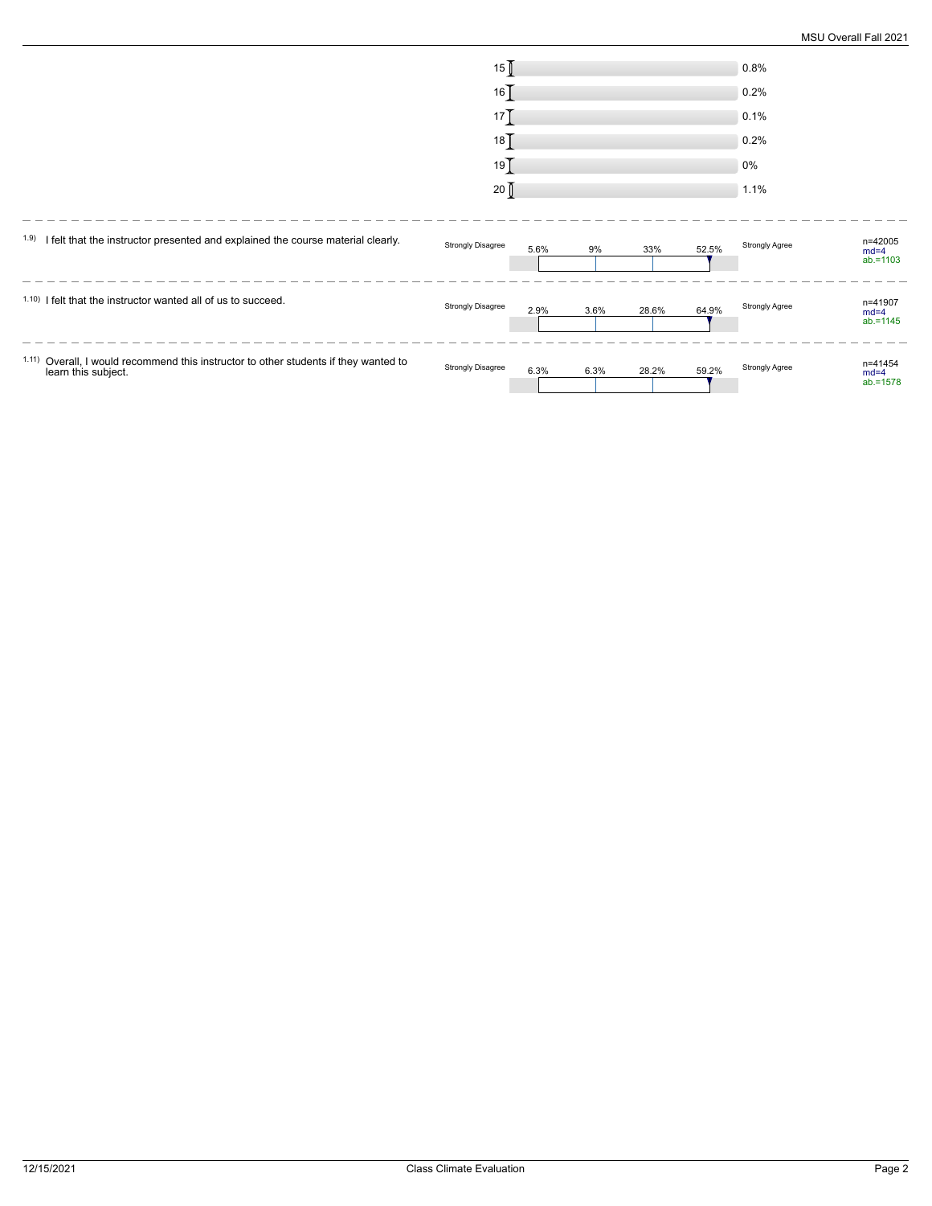15 0.8%

16 0.2%

17 0.1%

18 0.2%

19 0%

20 1.1%

---

1.9) I felt that the instructor presented and explained the course material clearly.

Strongly Disagree 5.6% 9% 33% 52.5% Strongly Agree

n=42005
md=4
ab.=1103

---

1.10) I felt that the instructor wanted all of us to succeed.

Strongly Disagree 2.9% 3.6% 28.6% 64.9% Strongly Agree

n=41907
md=4
ab.=1145

---

1.11) Overall, I would recommend this instructor to other students if they wanted to learn this subject.

Strongly Disagree 6.3% 6.3% 28.2% 59.2% Strongly Agree

n=41454
md=4
ab.=1578